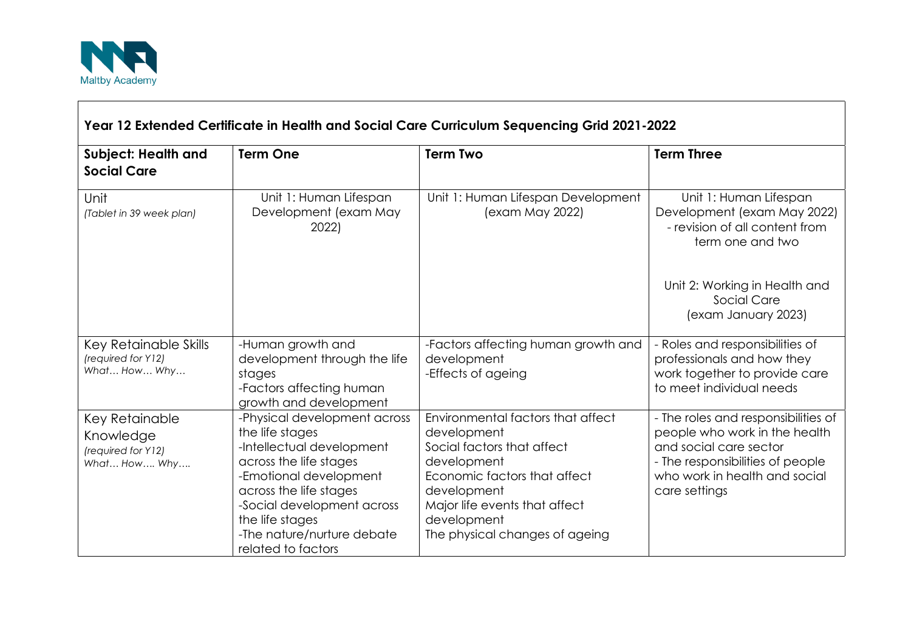Maltby Academy

## Year 12 Extended Certificate in Health and Social Care Curriculum Sequencing Grid 2021-2022

| **Subject: Health and Social Care** | **Term One** | **Term Two** | **Term Three** |
| --- | --- | --- | --- |
| Unit *(Tablet in 39 week plan)* | Unit 1: Human Lifespan Development (exam May 2022) | Unit 1: Human Lifespan Development (exam May 2022) | Unit 1: Human Lifespan Development (exam May 2022) - revision of all content from term one and two<br><br>Unit 2: Working in Health and Social Care (exam January 2023) |
| Key Retainable Skills *(required for Y12) What… How… Why…* | -Human growth and development through the life stages<br>-Factors affecting human growth and development | -Factors affecting human growth and development<br>-Effects of ageing | - Roles and responsibilities of professionals and how they work together to provide care to meet individual needs |
| Key Retainable Knowledge *(required for Y12) What… How…. Why….* | -Physical development across the life stages<br>-Intellectual development across the life stages<br>-Emotional development across the life stages<br>-Social development across the life stages<br>-The nature/nurture debate related to factors | Environmental factors that affect development<br>Social factors that affect development<br>Economic factors that affect development<br>Major life events that affect development<br>The physical changes of ageing | - The roles and responsibilities of people who work in the health and social care sector<br>- The responsibilities of people who work in health and social care settings |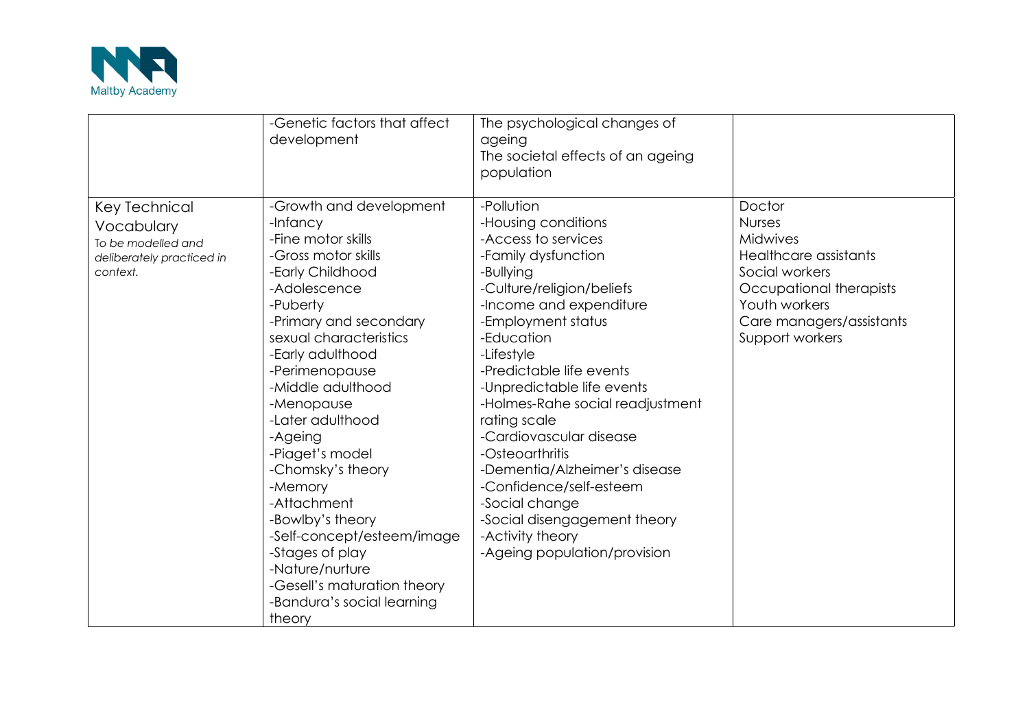| | | | |
|---|---|---|---|
| | -Genetic factors that affect development | The psychological changes of ageing<br>The societal effects of an ageing population | |
| Key Technical Vocabulary<br>*To be modelled and deliberately practiced in context.* | -Growth and development<br>-Infancy<br>-Fine motor skills<br>-Gross motor skills<br>-Early Childhood<br>-Adolescence<br>-Puberty<br>-Primary and secondary sexual characteristics<br>-Early adulthood<br>-Perimenopause<br>-Middle adulthood<br>-Menopause<br>-Later adulthood<br>-Ageing<br>-Piaget's model<br>-Chomsky's theory<br>-Memory<br>-Attachment<br>-Bowlby's theory<br>-Self-concept/esteem/image<br>-Stages of play<br>-Nature/nurture<br>-Gesell's maturation theory<br>-Bandura's social learning theory | -Pollution<br>-Housing conditions<br>-Access to services<br>-Family dysfunction<br>-Bullying<br>-Culture/religion/beliefs<br>-Income and expenditure<br>-Employment status<br>-Education<br>-Lifestyle<br>-Predictable life events<br>-Unpredictable life events<br>-Holmes-Rahe social readjustment rating scale<br>-Cardiovascular disease<br>-Osteoarthritis<br>-Dementia/Alzheimer's disease<br>-Confidence/self-esteem<br>-Social change<br>-Social disengagement theory<br>-Activity theory<br>-Ageing population/provision | Doctor<br>Nurses<br>Midwives<br>Healthcare assistants<br>Social workers<br>Occupational therapists<br>Youth workers<br>Care managers/assistants<br>Support workers |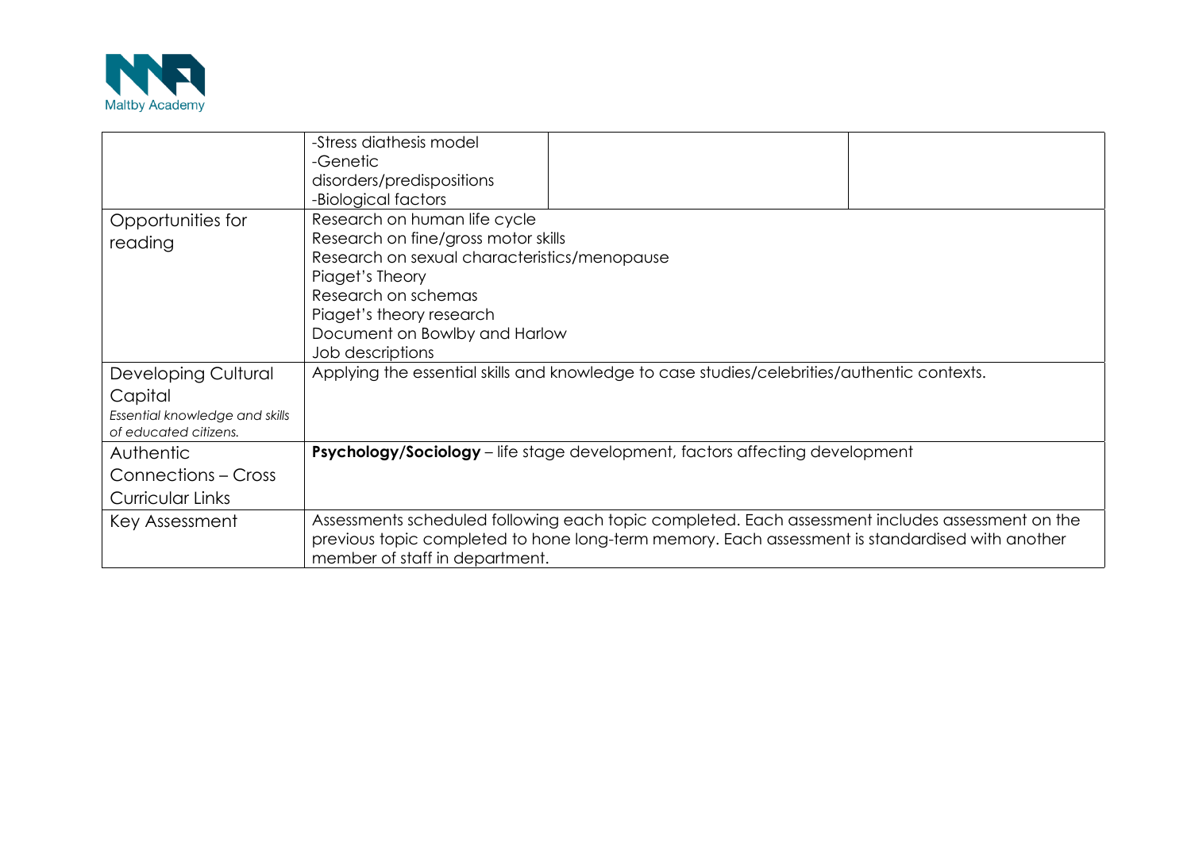| | | | |
|---|---|---|---|
| | -Stress diathesis model<br>-Genetic disorders/predispositions<br>-Biological factors | | |
| Opportunities for reading | Research on human life cycle<br>Research on fine/gross motor skills<br>Research on sexual characteristics/menopause<br>Piaget's Theory<br>Research on schemas<br>Piaget's theory research<br>Document on Bowlby and Harlow<br>Job descriptions | | |
| Developing Cultural Capital<br>*Essential knowledge and skills of educated citizens.* | Applying the essential skills and knowledge to case studies/celebrities/authentic contexts. | | |
| Authentic Connections – Cross Curricular Links | **Psychology/Sociology** – life stage development, factors affecting development | | |
| Key Assessment | Assessments scheduled following each topic completed. Each assessment includes assessment on the previous topic completed to hone long-term memory. Each assessment is standardised with another member of staff in department. | | |